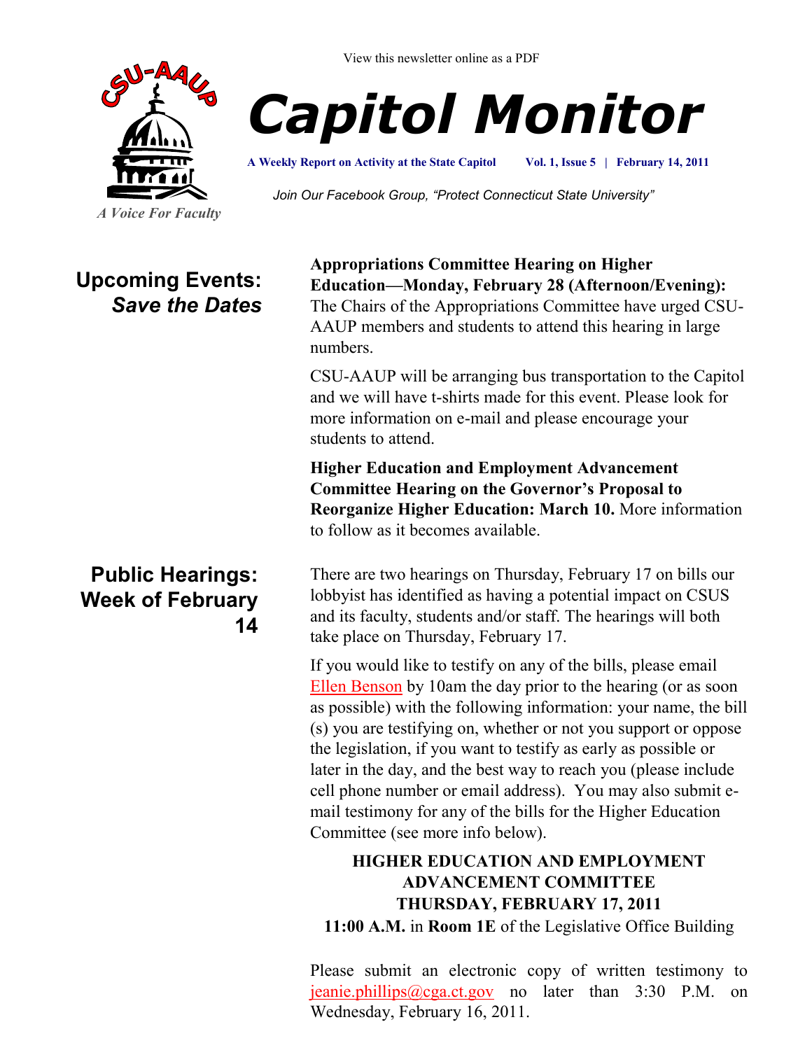View this newsletter online as a PDF

CSU-AAUP

*A Voice For Faculty*

# Capitol Monitor

**A Weekly Report on Activity at the State Capitol Vol. 1, Issue 5 | February 14, 2011**

*Join Our Facebook Group, "Protect Connecticut State University"*

## Upcoming Events: *Save the Dates*

**Appropriations Committee Hearing on Higher Education—Monday, February 28 (Afternoon/Evening):** The Chairs of the Appropriations Committee have urged CSU-AAUP members and students to attend this hearing in large numbers.

CSU-AAUP will be arranging bus transportation to the Capitol and we will have t-shirts made for this event. Please look for more information on e-mail and please encourage your students to attend.

**Higher Education and Employment Advancement Committee Hearing on the Governor's Proposal to Reorganize Higher Education: March 10.** More information to follow as it becomes available.

## Public Hearings: Week of February 14

There are two hearings on Thursday, February 17 on bills our lobbyist has identified as having a potential impact on CSUS and its faculty, students and/or staff. The hearings will both take place on Thursday, February 17.

If you would like to testify on any of the bills, please email Ellen Benson by 10am the day prior to the hearing (or as soon as possible) with the following information: your name, the bill (s) you are testifying on, whether or not you support or oppose the legislation, if you want to testify as early as possible or later in the day, and the best way to reach you (please include cell phone number or email address). You may also submit e-mail testimony for any of the bills for the Higher Education Committee (see more info below).

**HIGHER EDUCATION AND EMPLOYMENT ADVANCEMENT COMMITTEE**
**THURSDAY, FEBRUARY 17, 2011**
**11:00 A.M.** in **Room 1E** of the Legislative Office Building

Please submit an electronic copy of written testimony to jeanie.phillips@cga.ct.gov no later than 3:30 P.M. on Wednesday, February 16, 2011.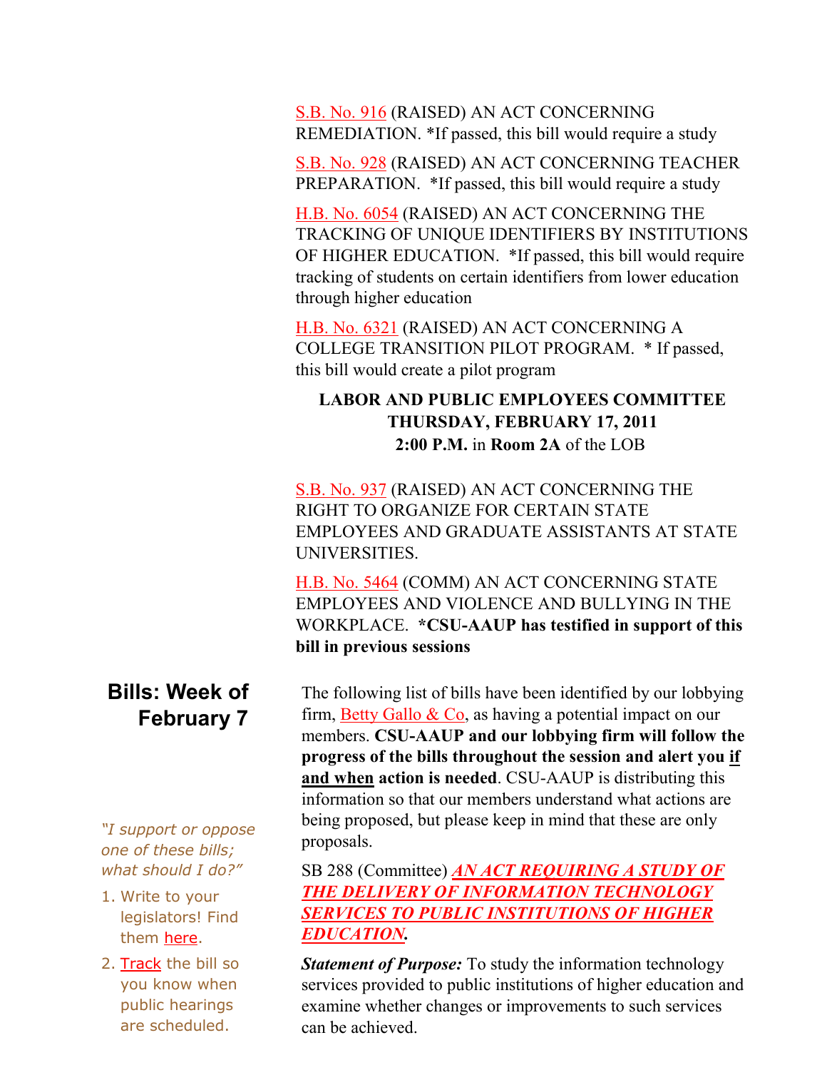S.B. No. 916 (RAISED) AN ACT CONCERNING REMEDIATION. *If passed, this bill would require a study

S.B. No. 928 (RAISED) AN ACT CONCERNING TEACHER PREPARATION. *If passed, this bill would require a study

H.B. No. 6054 (RAISED) AN ACT CONCERNING THE TRACKING OF UNIQUE IDENTIFIERS BY INSTITUTIONS OF HIGHER EDUCATION. *If passed, this bill would require tracking of students on certain identifiers from lower education through higher education

H.B. No. 6321 (RAISED) AN ACT CONCERNING A COLLEGE TRANSITION PILOT PROGRAM. * If passed, this bill would create a pilot program

**LABOR AND PUBLIC EMPLOYEES COMMITTEE**
**THURSDAY, FEBRUARY 17, 2011**
**2:00 P.M.** in **Room 2A** of the LOB

S.B. No. 937 (RAISED) AN ACT CONCERNING THE RIGHT TO ORGANIZE FOR CERTAIN STATE EMPLOYEES AND GRADUATE ASSISTANTS AT STATE UNIVERSITIES.

H.B. No. 5464 (COMM) AN ACT CONCERNING STATE EMPLOYEES AND VIOLENCE AND BULLYING IN THE WORKPLACE. **\*CSU-AAUP has testified in support of this bill in previous sessions**

## Bills: Week of February 7

The following list of bills have been identified by our lobbying firm, Betty Gallo & Co, as having a potential impact on our members. **CSU-AAUP and our lobbying firm will follow the progress of the bills throughout the session and alert you <u>if and when</u> action is needed**. CSU-AAUP is distributing this information so that our members understand what actions are being proposed, but please keep in mind that these are only proposals.

SB 288 (Committee) ***<u>AN ACT REQUIRING A STUDY OF THE DELIVERY OF INFORMATION TECHNOLOGY SERVICES TO PUBLIC INSTITUTIONS OF HIGHER EDUCATION</u>.***

***Statement of Purpose:*** To study the information technology services provided to public institutions of higher education and examine whether changes or improvements to such services can be achieved.

*"I support or oppose one of these bills; what should I do?"*

1. Write to your legislators! Find them here.
2. Track the bill so you know when public hearings are scheduled.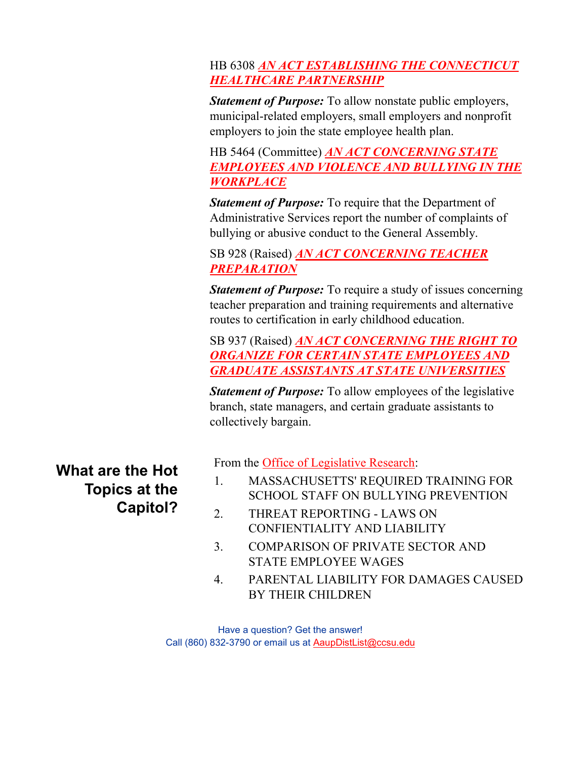HB 6308 ***AN ACT ESTABLISHING THE CONNECTICUT HEALTHCARE PARTNERSHIP***

***Statement of Purpose:*** To allow nonstate public employers, municipal-related employers, small employers and nonprofit employers to join the state employee health plan.

HB 5464 (Committee) ***AN ACT CONCERNING STATE EMPLOYEES AND VIOLENCE AND BULLYING IN THE WORKPLACE***

***Statement of Purpose:*** To require that the Department of Administrative Services report the number of complaints of bullying or abusive conduct to the General Assembly.

SB 928 (Raised) ***AN ACT CONCERNING TEACHER PREPARATION***

***Statement of Purpose:*** To require a study of issues concerning teacher preparation and training requirements and alternative routes to certification in early childhood education.

SB 937 (Raised) ***AN ACT CONCERNING THE RIGHT TO ORGANIZE FOR CERTAIN STATE EMPLOYEES AND GRADUATE ASSISTANTS AT STATE UNIVERSITIES***

***Statement of Purpose:*** To allow employees of the legislative branch, state managers, and certain graduate assistants to collectively bargain.

## What are the Hot Topics at the Capitol?

From the Office of Legislative Research:

1. MASSACHUSETTS' REQUIRED TRAINING FOR SCHOOL STAFF ON BULLYING PREVENTION
2. THREAT REPORTING - LAWS ON CONFIENTIALITY AND LIABILITY
3. COMPARISON OF PRIVATE SECTOR AND STATE EMPLOYEE WAGES
4. PARENTAL LIABILITY FOR DAMAGES CAUSED BY THEIR CHILDREN

Have a question? Get the answer!
Call (860) 832-3790 or email us at AaupDistList@ccsu.edu